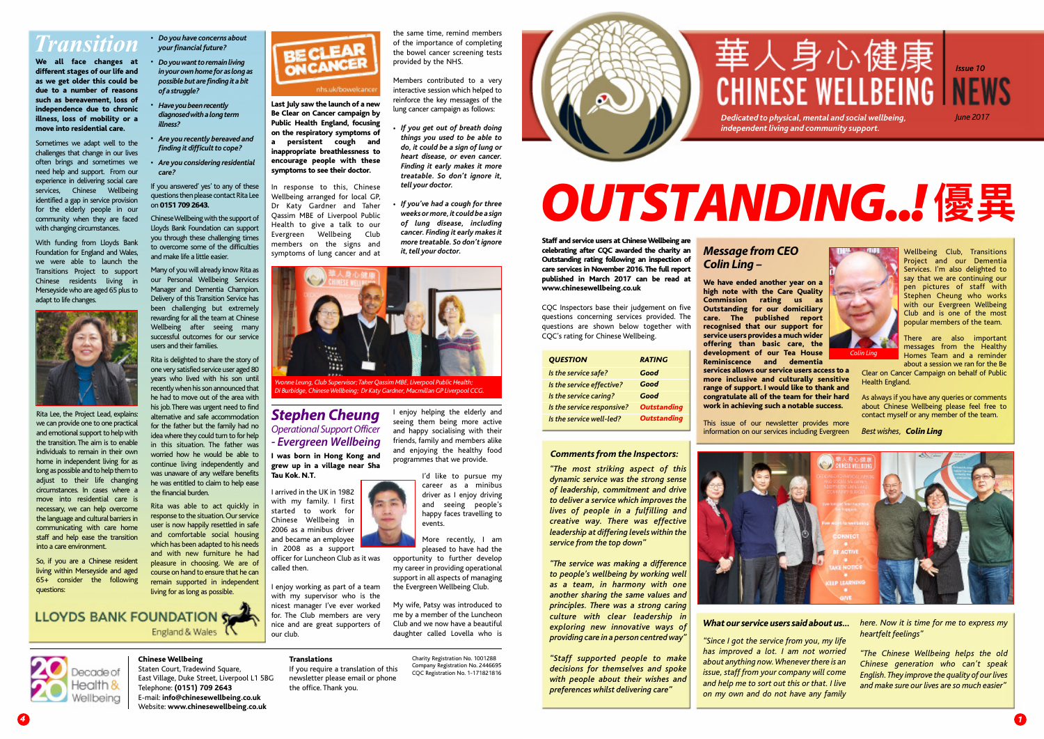# 華人身心健康 CHINESE WELLBEING NEWS

Issue 10

June 2017

*Dedicated to physical, mental and social wellbeing, independent living and community support.*

# OUTSTANDING..! 優異

**Staff and service users at Chinese Wellbeing are celebrating after CQC awarded the charity an Outstanding rating following an inspection of care services in November 2016. The full report published in March 2017 can be read at www.chinesewellbeing.co.uk**

CQC Inspectors base their judgement on five questions concerning services provided. The questions are shown below together with CQC's rating for Chinese Wellbeing.

| QUESTION | RATING |
|---|---|
| *Is the service safe?* | Good |
| *Is the service effective?* | Good |
| *Is the service caring?* | Good |
| *Is the service responsive?* | Outstanding |
| *Is the service well-led?* | Outstanding |

### Comments from the Inspectors:

*"The most striking aspect of this dynamic service was the strong sense of leadership, commitment and drive to deliver a service which improves the lives of people in a fulfilling and creative way. There was effective leadership at differing levels within the service from the top down"*

*"The service was making a difference to people's wellbeing by working well as a team, in harmony with one another sharing the same values and principles. There was a strong caring culture with clear leadership in exploring new innovative ways of providing care in a person centred way"*

*"Staff supported people to make decisions for themselves and spoke with people about their wishes and preferences whilst delivering care"*

## Message from CEO Colin Ling –

**We have ended another year on a high note with the Care Quality Commission rating us as Outstanding for our domiciliary care. The published report recognised that our support for service users provides a much wider offering than basic care, the development of our Tea House Reminiscence and dementia services allows our service users access to a more inclusive and culturally sensitive range of support. I would like to thank and congratulate all of the team for their hard work in achieving such a notable success.**

This issue of our newsletter provides more information on our services including Evergreen Wellbeing Club, Transitions Project and our Dementia Services. I'm also delighted to say that we are continuing our pen pictures of staff with Stephen Cheung who works with our Evergreen Wellbeing Club and is one of the most popular members of the team.

Colin Ling

There are also important messages from the Healthy Homes Team and a reminder about a session we ran for the Be Clear on Cancer Campaign on behalf of Public Health England.

As always if you have any queries or comments about Chinese Wellbeing please feel free to contact myself or any member of the team.

Best wishes, **Colin Ling**

### What our service users said about us...

*"Since I got the service from you, my life has improved a lot. I am not worried about anything now. Whenever there is an issue, staff from your company will come and help me to sort out this or that. I live on my own and do not have any family here. Now it is time for me to express my heartfelt feelings"*

*"The Chinese Wellbeing helps the old Chinese generation who can't speak English. They improve the quality of our lives and make sure our lives are so much easier"*

# Transition

**We all face changes at different stages of our life and as we get older this could be due to a number of reasons such as bereavement, loss of independence due to chronic illness, loss of mobility or a move into residential care.**

Sometimes we adapt well to the challenges that change in our lives often brings and sometimes we need help and support. From our experience in delivering social care services, Chinese Wellbeing identified a gap in service provision for the elderly people in our community when they are faced with changing circumstances.

With funding from Lloyds Bank Foundation for England and Wales, we were able to launch the Transitions Project to support Chinese residents living in Merseyside who are aged 65 plus to adapt to life changes.

Rita Lee, the Project Lead, explains: we can provide one to one practical and emotional support to help with the transition. The aim is to enable individuals to remain in their own home in independent living for as long as possible and to help them to adjust to their life changing circumstances. In cases where a move into residential care is necessary, we can help overcome the language and cultural barriers in communicating with care home staff and help ease the transition into a care environment.

So, if you are a Chinese resident living within Merseyside and aged 65+ consider the following questions:

- *Do you have concerns about your financial future?*
- *Do you want to remain living in your own home for as long as possible but are finding it a bit of a struggle?*
- *Have you been recently diagnosed with a long term illness?*
- *Are you recently bereaved and finding it difficult to cope?*
- *Are you considering residential care?*

If you answered' yes' to any of these questions then please contact Rita Lee on **0151 709 2643.**

Chinese Wellbeing with the support of Lloyds Bank Foundation can support you through these challenging times to overcome some of the difficulties and make life a little easier.

Many of you will already know Rita as our Personal Wellbeing Services Manager and Dementia Champion. Delivery of this Transition Service has been challenging but extremely rewarding for all the team at Chinese Wellbeing after seeing many successful outcomes for our service users and their families.

Rita is delighted to share the story of one very satisfied service user aged 80 years who lived with his son until recently when his son announced that he had to move out of the area with his job. There was urgent need to find alternative and safe accommodation for the father but the father had no idea where they could turn to for help in this situation. The father was worried how he would be able to continue living independently and was unaware of any welfare benefits he was entitled to claim to help ease the financial burden.

Rita was able to act quickly in response to the situation. Our service user is now happily resettled in safe and comfortable social housing which has been adapted to his needs and with new furniture he had pleasure in choosing. We are of course on hand to ensure that he can remain supported in independent living for as long as possible.

LLOYDS BANK FOUNDATION England & Wales

## BE CLEAR ON CANCER

nhs.uk/bowelcancer

**Last July saw the launch of a new Be Clear on Cancer campaign by Public Health England, focusing on the respiratory symptoms of a persistent cough and inappropriate breathlessness to encourage people with these symptoms to see their doctor.**

In response to this, Chinese Wellbeing arranged for local GP, Dr Katy Gardner and Taher Qassim MBE of Liverpool Public Health to give a talk to our Evergreen Wellbeing Club members on the signs and symptoms of lung cancer and at the same time, remind members of the importance of completing the bowel cancer screening tests provided by the NHS.

Members contributed to a very interactive session which helped to reinforce the key messages of the lung cancer campaign as follows:

- *If you get out of breath doing things you used to be able to do, it could be a sign of lung or heart disease, or even cancer. Finding it early makes it more treatable. So don't ignore it, tell your doctor.*
- *If you've had a cough for three weeks or more, it could be a sign of lung disease, including cancer. Finding it early makes it more treatable. So don't ignore it, tell your doctor.*

*Yvonne Leung, Club Supervisor; Taher Qassim MBE, Liverpool Public Health; Di Burbidge, Chinese Wellbeing; Dr Katy Gardner, Macmillan GP Liverpool CCG.*

## Stephen Cheung

### Operational Support Officer - Evergreen Wellbeing

**I was born in Hong Kong and grew up in a village near Sha Tau Kok. N.T.**

I arrived in the UK in 1982 with my family. I first started to work for Chinese Wellbeing in 2006 as a minibus driver and became an employee in 2008 as a support officer for Luncheon Club as it was called then.

I enjoy working as part of a team with my supervisor who is the nicest manager I've ever worked for. The Club members are very nice and are great supporters of our club.

I enjoy helping the elderly and seeing them being more active and happy socialising with their friends, family and members alike and enjoying the healthy food programmes that we provide.

I'd like to pursue my career as a minibus driver as I enjoy driving and seeing people's happy faces travelling to events.

More recently, I am pleased to have had the opportunity to further develop my career in providing operational support in all aspects of managing the Evergreen Wellbeing Club.

My wife, Patsy was introduced to me by a member of the Luncheon Club and we now have a beautiful daughter called Lovella who is

---

2020 Decade of Health & Wellbeing

**Chinese Wellbeing**
Staten Court, Tradewind Square,
East Village, Duke Street, Liverpool L1 5BG
Telephone: **(0151) 709 2643**
E-mail: **info@chinesewellbeing.co.uk**
Website: **www.chinesewellbeing.co.uk**

**Translations**
If you require a translation of this newsletter please email or phone the office. Thank you.

Charity Registration No. 1001288
Company Registration No. 2446695
CQC Registration No. 1-171821816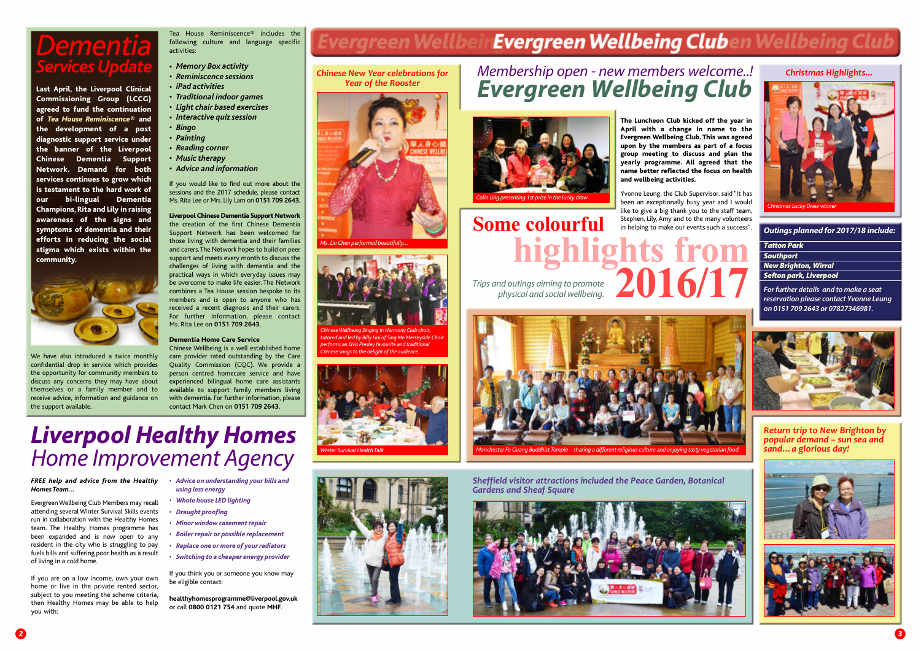# Dementia Services Update

**Last April, the Liverpool Clinical Commissioning Group (LCCG) agreed to fund the continuation of *Tea House Reminiscence®* and the development of a post diagnostic support service under the banner of the Liverpool Chinese Dementia Support Network. Demand for both services continues to grow which is testament to the hard work of our bi-lingual Dementia Champions, Rita and Lily in raising awareness of the signs and symptoms of dementia and their efforts in reducing the social stigma which exists within the community.**

We have also introduced a twice monthly confidential drop in service which provides the opportunity for community members to discuss any concerns they may have about themselves or a family member and to receive advice, information and guidance on the support available.

Tea House Reminiscence® includes the following culture and language specific activities:

- *Memory Box activity*
- *Reminiscence sessions*
- *iPad activities*
- *Traditional indoor games*
- *Light chair based exercises*
- *Interactive quiz session*
- *Bingo*
- *Painting*
- *Reading corner*
- *Music therapy*
- *Advice and information*

If you would like to find out more about the sessions and the 2017 schedule, please contact Ms. Rita Lee or Mrs. Lily Lam on **0151 709 2643.**

**Liverpool Chinese Dementia Support Network**
the creation of the first Chinese Dementia Support Network has been welcomed for those living with dementia and their families and carers. The Network hopes to build on peer support and meets every month to discuss the challenges of living with dementia and the practical ways in which everyday issues may be overcome to make life easier. The Network combines a Tea House session bespoke to its members and is open to anyone who has received a recent diagnosis and their carers. For further information, please contact Ms. Rita Lee on **0151 709 2643.**

**Dementia Home Care Service**
Chinese Wellbeing is a well established home care provider rated outstanding by the Care Quality Commission (CQC). We provide a person centred homecare service and have experienced bilingual home care assistants available to support family members living with dementia. For further information, please contact Mark Chen on **0151 709 2643.**

# Liverpool Healthy Homes
## Home Improvement Agency

***FREE help and advice from the Healthy Homes Team...***

Evergreen Wellbeing Club Members may recall attending several Winter Survival Skills events run in collaboration with the Healthy Homes team. The Healthy Homes programme has been expanded and is now open to any resident in the city who is struggling to pay fuels bills and suffering poor health as a result of living in a cold home.

If you are on a low income, own your own home or live in the private rented sector, subject to you meeting the scheme criteria, then Healthy Homes may be able to help you with:

- *Advice on understanding your bills and using less energy*
- *Whole house LED lighting*
- *Draught proofing*
- *Minor window casement repair*
- *Boiler repair or possible replacement*
- *Replace one or more of your radiators*
- *Switching to a cheaper energy provider*

If you think you or someone you know may be eligible contact:

**healthyhomesprogramme@liverpool.gov.uk** or call **0800 0121 754** and quote **MHF**.

# Evergreen Wellbeing Club

## *Membership open - new members welcome..!*
## Evergreen Wellbeing Club

**The Luncheon Club kicked off the year in April with a change in name to the Evergreen Wellbeing Club. This was agreed upon by the members as part of a focus group meeting to discuss and plan the yearly programme. All agreed that the name better reflected the focus on health and wellbeing activities.**

Yvonne Leung, the Club Supervisor, said "It has been an exceptionally busy year and I would like to give a big thank you to the staff team, Stephen, Lily, Amy and to the many volunteers in helping to make our events such a success".

*Colin Ling presenting 1st prize in the lucky draw*

## Some colourful highlights from 2016/17

*Trips and outings aiming to promote physical and social wellbeing.*

### *Chinese New Year celebrations for Year of the Rooster*

*Ms. Lin Chen performed beautifully...*

*Chinese Wellbeing Singing In Harmony Club choir, tutored and led by Billy Hui of Sing Me Merseyside Choir performs an Elvis Presley favourite and traditional Chinese songs to the delight of the audience.*

*Winter Survival Health Talk*

*Manchester Fo Guang Buddhist Temple – sharing a different religious culture and enjoying tasty vegetarian food.*

### *Christmas Highlights...*

*Christmas Lucky Draw winner*

### *Outings planned for 2017/18 include:*

- ***Tatton Park***
- ***Southport***
- ***New Brighton, Wirral***
- ***Sefton park, Liverpool***

*For further details and to make a seat reservation please contact Yvonne Leung on 0151 709 2643 or 07827346981.*

### *Return trip to New Brighton by popular demand – sun sea and sand... a glorious day!*

### *Sheffield visitor attractions included the Peace Garden, Botanical Gardens and Sheaf Square*